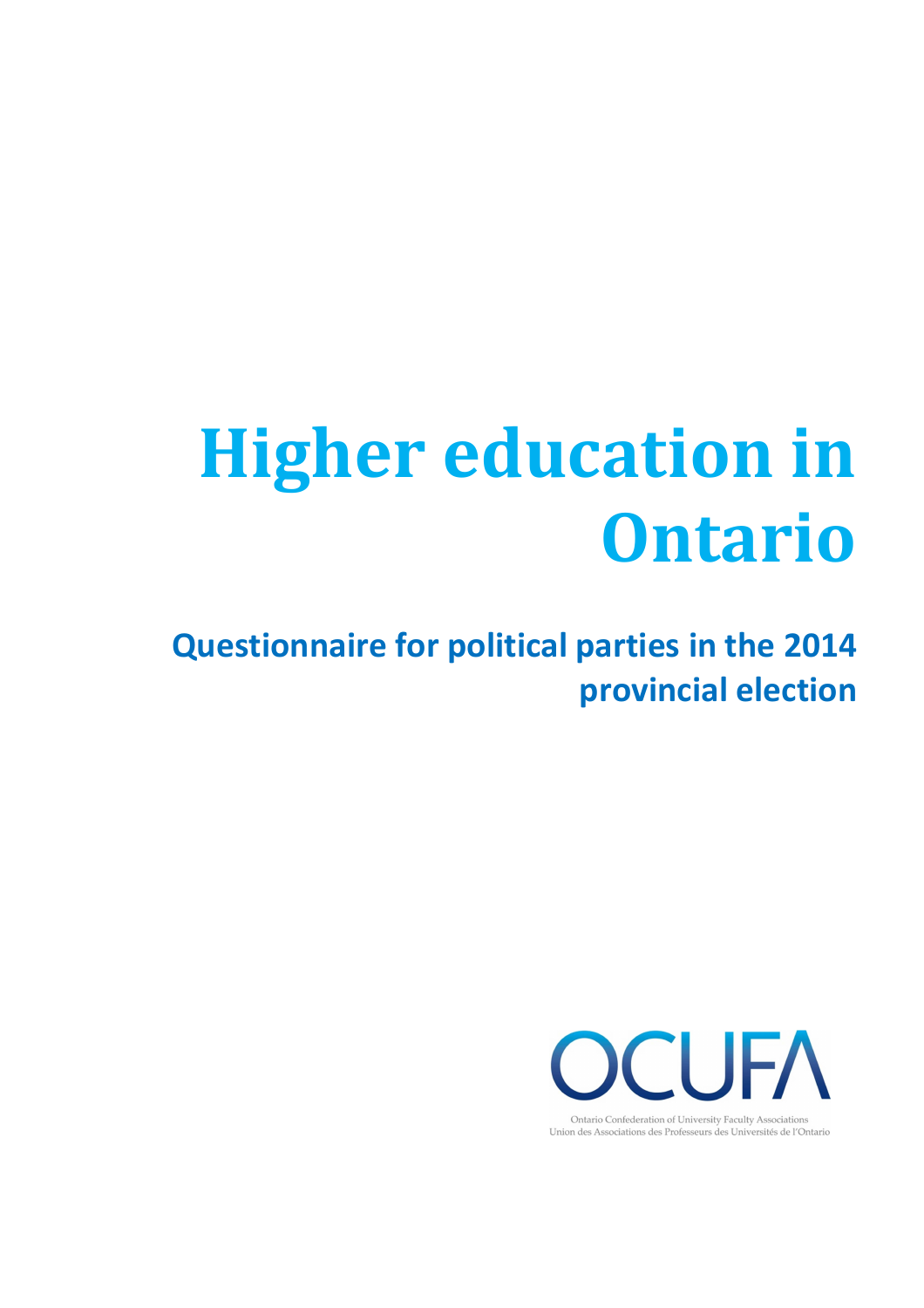# Higher education in Ontario

## Questionnaire for political parties in the 2014 provincial election

OCUFA

Ontario Confederation of University Faculty Associations
Union des Associations des Professeurs des Universités de l'Ontario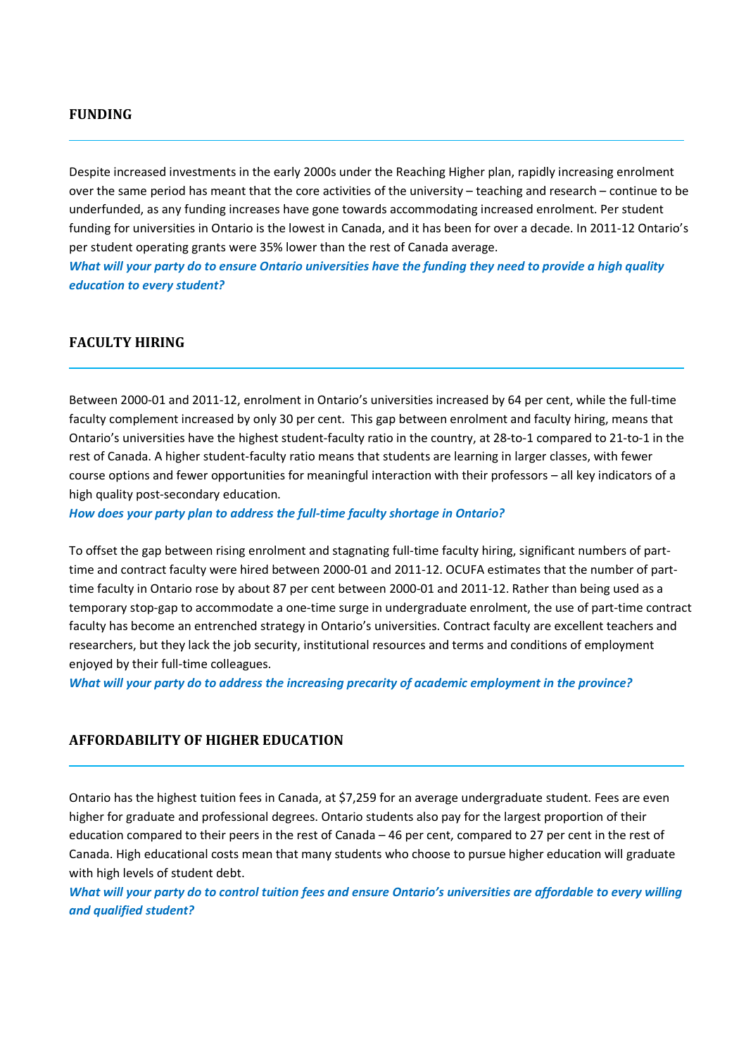## FUNDING

Despite increased investments in the early 2000s under the Reaching Higher plan, rapidly increasing enrolment over the same period has meant that the core activities of the university – teaching and research – continue to be underfunded, as any funding increases have gone towards accommodating increased enrolment. Per student funding for universities in Ontario is the lowest in Canada, and it has been for over a decade. In 2011-12 Ontario's per student operating grants were 35% lower than the rest of Canada average.

***What will your party do to ensure Ontario universities have the funding they need to provide a high quality education to every student?***

## FACULTY HIRING

Between 2000-01 and 2011-12, enrolment in Ontario's universities increased by 64 per cent, while the full-time faculty complement increased by only 30 per cent. This gap between enrolment and faculty hiring, means that Ontario's universities have the highest student-faculty ratio in the country, at 28-to-1 compared to 21-to-1 in the rest of Canada. A higher student-faculty ratio means that students are learning in larger classes, with fewer course options and fewer opportunities for meaningful interaction with their professors – all key indicators of a high quality post-secondary education.

***How does your party plan to address the full-time faculty shortage in Ontario?***

To offset the gap between rising enrolment and stagnating full-time faculty hiring, significant numbers of part-time and contract faculty were hired between 2000-01 and 2011-12. OCUFA estimates that the number of part-time faculty in Ontario rose by about 87 per cent between 2000-01 and 2011-12. Rather than being used as a temporary stop-gap to accommodate a one-time surge in undergraduate enrolment, the use of part-time contract faculty has become an entrenched strategy in Ontario's universities. Contract faculty are excellent teachers and researchers, but they lack the job security, institutional resources and terms and conditions of employment enjoyed by their full-time colleagues.

***What will your party do to address the increasing precarity of academic employment in the province?***

## AFFORDABILITY OF HIGHER EDUCATION

Ontario has the highest tuition fees in Canada, at $7,259 for an average undergraduate student. Fees are even higher for graduate and professional degrees. Ontario students also pay for the largest proportion of their education compared to their peers in the rest of Canada – 46 per cent, compared to 27 per cent in the rest of Canada. High educational costs mean that many students who choose to pursue higher education will graduate with high levels of student debt.

***What will your party do to control tuition fees and ensure Ontario's universities are affordable to every willing and qualified student?***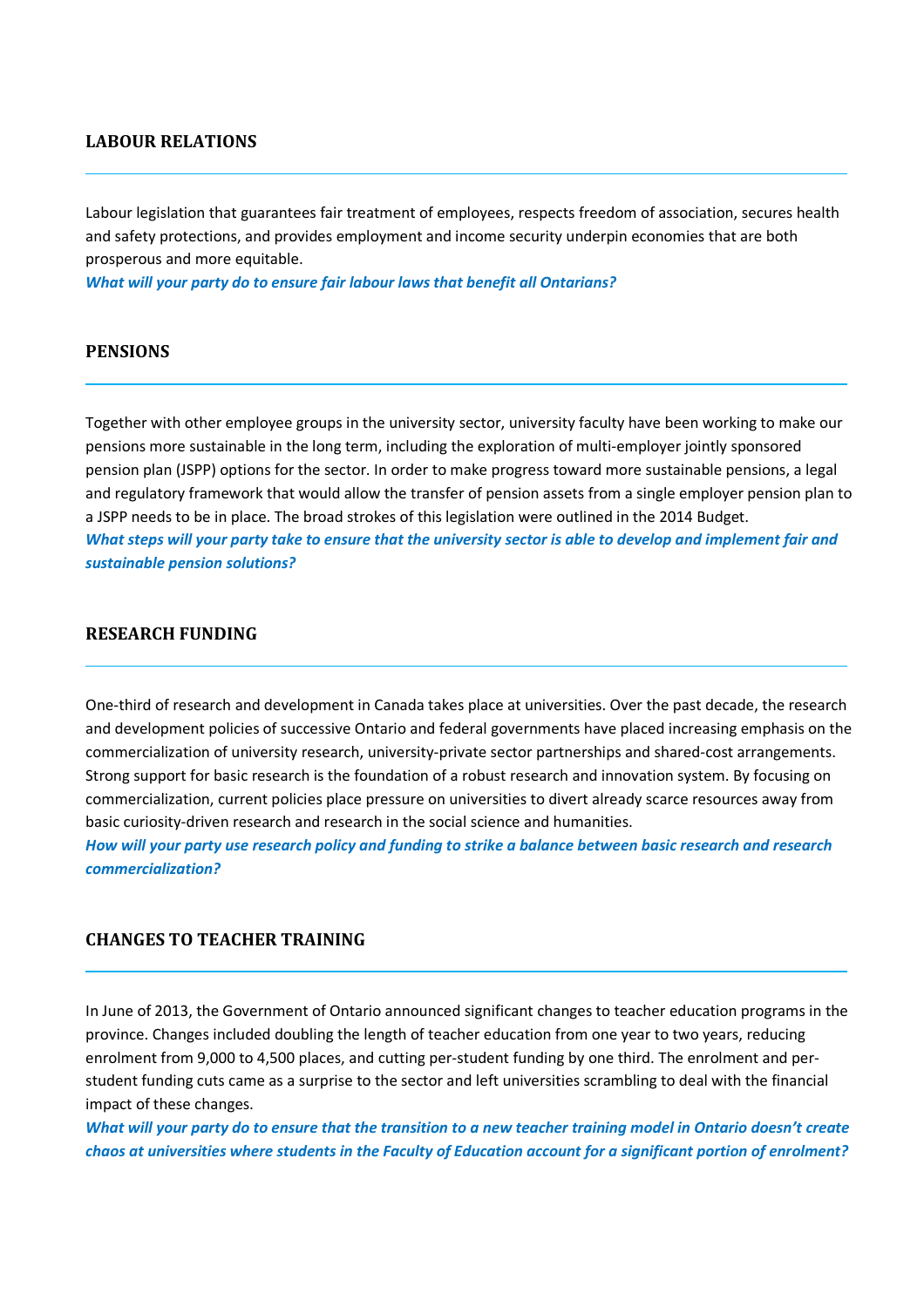## LABOUR RELATIONS

Labour legislation that guarantees fair treatment of employees, respects freedom of association, secures health and safety protections, and provides employment and income security underpin economies that are both prosperous and more equitable.

***What will your party do to ensure fair labour laws that benefit all Ontarians?***

## PENSIONS

Together with other employee groups in the university sector, university faculty have been working to make our pensions more sustainable in the long term, including the exploration of multi-employer jointly sponsored pension plan (JSPP) options for the sector. In order to make progress toward more sustainable pensions, a legal and regulatory framework that would allow the transfer of pension assets from a single employer pension plan to a JSPP needs to be in place. The broad strokes of this legislation were outlined in the 2014 Budget.

***What steps will your party take to ensure that the university sector is able to develop and implement fair and sustainable pension solutions?***

## RESEARCH FUNDING

One-third of research and development in Canada takes place at universities. Over the past decade, the research and development policies of successive Ontario and federal governments have placed increasing emphasis on the commercialization of university research, university-private sector partnerships and shared-cost arrangements. Strong support for basic research is the foundation of a robust research and innovation system. By focusing on commercialization, current policies place pressure on universities to divert already scarce resources away from basic curiosity-driven research and research in the social science and humanities.

***How will your party use research policy and funding to strike a balance between basic research and research commercialization?***

## CHANGES TO TEACHER TRAINING

In June of 2013, the Government of Ontario announced significant changes to teacher education programs in the province. Changes included doubling the length of teacher education from one year to two years, reducing enrolment from 9,000 to 4,500 places, and cutting per-student funding by one third. The enrolment and per-student funding cuts came as a surprise to the sector and left universities scrambling to deal with the financial impact of these changes.

***What will your party do to ensure that the transition to a new teacher training model in Ontario doesn't create chaos at universities where students in the Faculty of Education account for a significant portion of enrolment?***